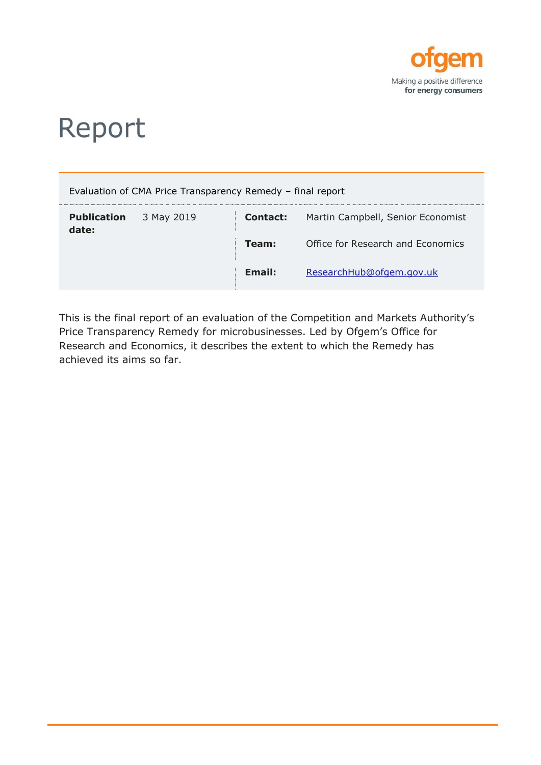ofgem

Making a positive difference
for energy consumers

# Report

| Evaluation of CMA Price Transparency Remedy – final report | | | |
|---|---|---|---|
| **Publication date:** | 3 May 2019 | **Contact:** | Martin Campbell, Senior Economist |
| | | **Team:** | Office for Research and Economics |
| | | **Email:** | ResearchHub@ofgem.gov.uk |

This is the final report of an evaluation of the Competition and Markets Authority's Price Transparency Remedy for microbusinesses. Led by Ofgem's Office for Research and Economics, it describes the extent to which the Remedy has achieved its aims so far.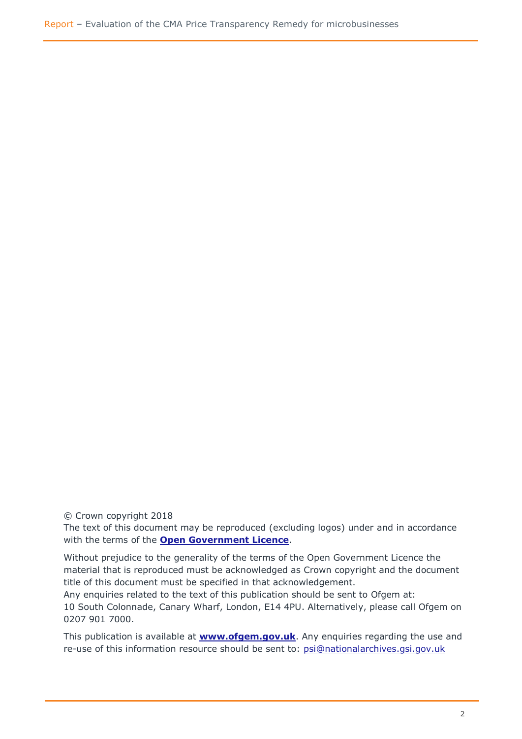© Crown copyright 2018

The text of this document may be reproduced (excluding logos) under and in accordance with the terms of the **Open Government Licence**.

Without prejudice to the generality of the terms of the Open Government Licence the material that is reproduced must be acknowledged as Crown copyright and the document title of this document must be specified in that acknowledgement.

Any enquiries related to the text of this publication should be sent to Ofgem at:
10 South Colonnade, Canary Wharf, London, E14 4PU. Alternatively, please call Ofgem on 0207 901 7000.

This publication is available at **www.ofgem.gov.uk**. Any enquiries regarding the use and re-use of this information resource should be sent to: psi@nationalarchives.gsi.gov.uk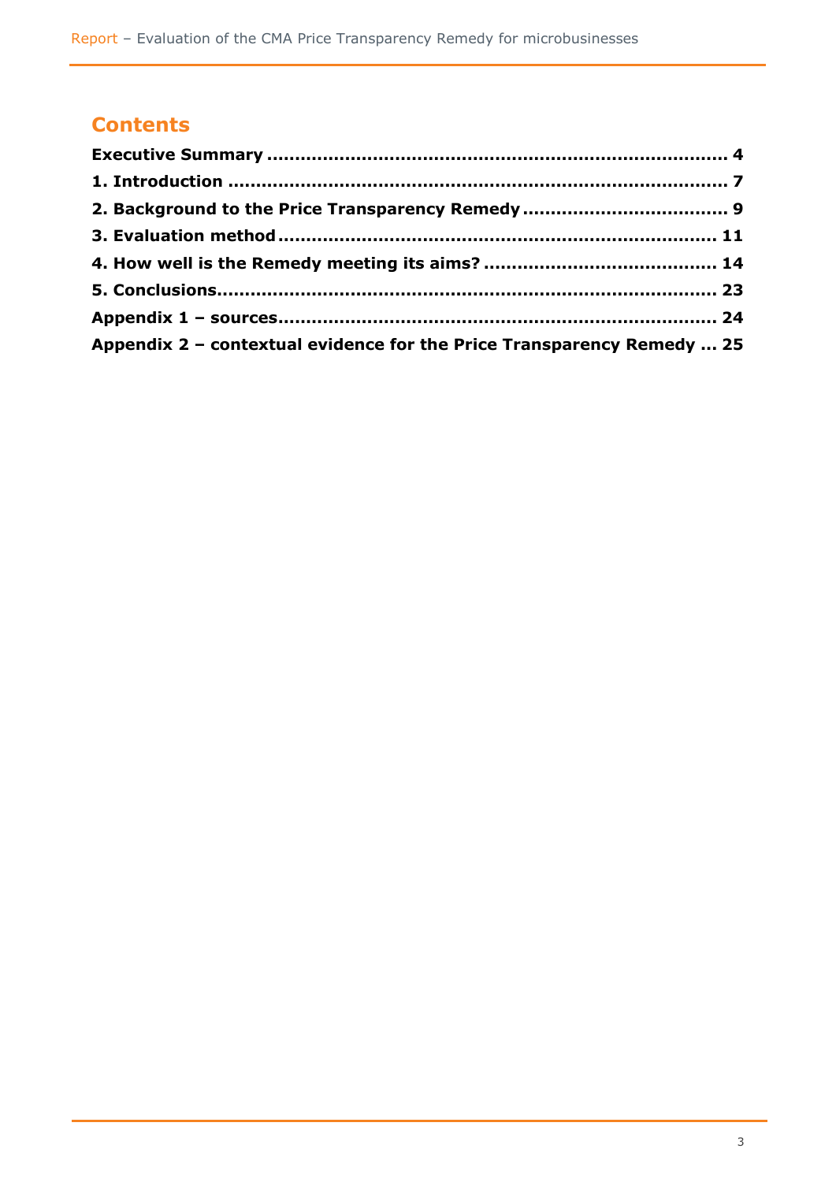## Contents

**Executive Summary ... 4**

**1. Introduction ... 7**

**2. Background to the Price Transparency Remedy ... 9**

**3. Evaluation method ... 11**

**4. How well is the Remedy meeting its aims? ... 14**

**5. Conclusions ... 23**

**Appendix 1 – sources ... 24**

**Appendix 2 – contextual evidence for the Price Transparency Remedy ... 25**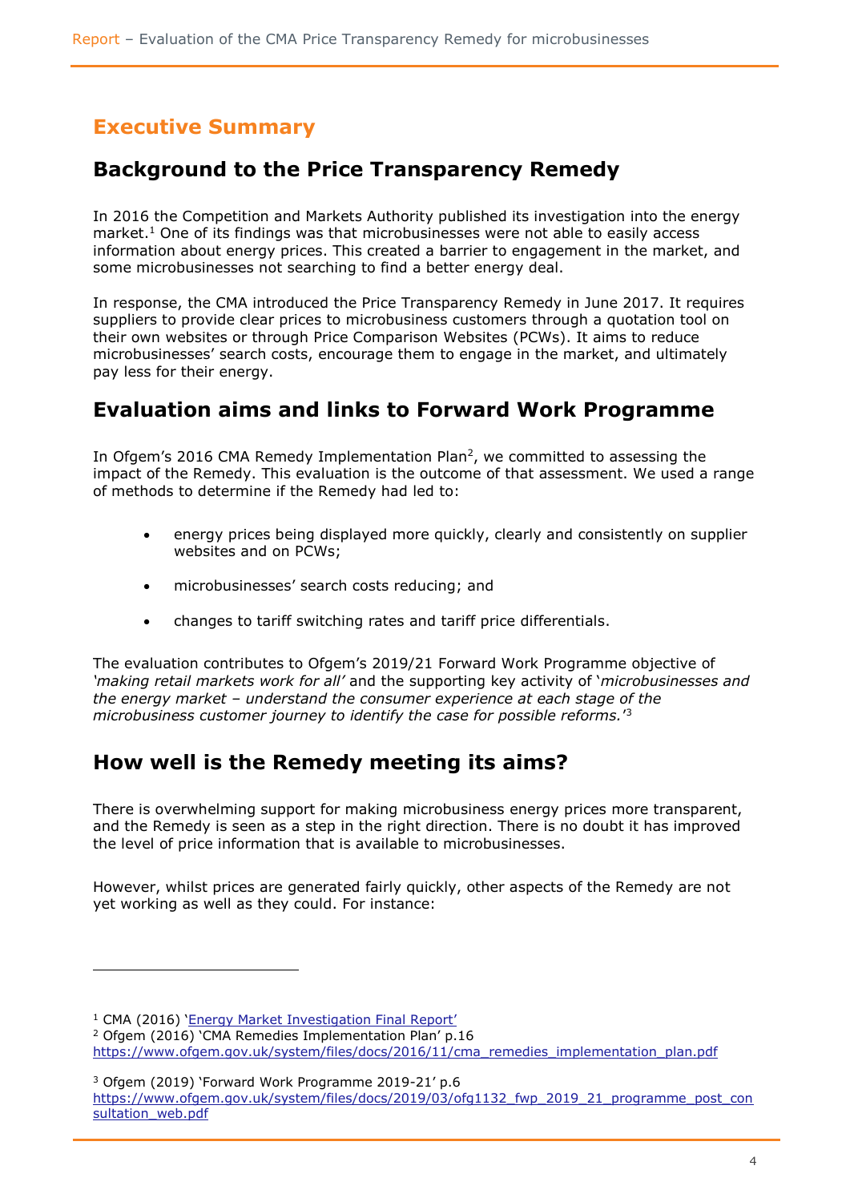# Executive Summary

## Background to the Price Transparency Remedy

In 2016 the Competition and Markets Authority published its investigation into the energy market.[1] One of its findings was that microbusinesses were not able to easily access information about energy prices. This created a barrier to engagement in the market, and some microbusinesses not searching to find a better energy deal.

In response, the CMA introduced the Price Transparency Remedy in June 2017. It requires suppliers to provide clear prices to microbusiness customers through a quotation tool on their own websites or through Price Comparison Websites (PCWs). It aims to reduce microbusinesses' search costs, encourage them to engage in the market, and ultimately pay less for their energy.

## Evaluation aims and links to Forward Work Programme

In Ofgem's 2016 CMA Remedy Implementation Plan[2], we committed to assessing the impact of the Remedy. This evaluation is the outcome of that assessment. We used a range of methods to determine if the Remedy had led to:

- energy prices being displayed more quickly, clearly and consistently on supplier websites and on PCWs;
- microbusinesses' search costs reducing; and
- changes to tariff switching rates and tariff price differentials.

The evaluation contributes to Ofgem's 2019/21 Forward Work Programme objective of *'making retail markets work for all'* and the supporting key activity of '*microbusinesses and the energy market – understand the consumer experience at each stage of the microbusiness customer journey to identify the case for possible reforms.*'[3]

## How well is the Remedy meeting its aims?

There is overwhelming support for making microbusiness energy prices more transparent, and the Remedy is seen as a step in the right direction. There is no doubt it has improved the level of price information that is available to microbusinesses.

However, whilst prices are generated fairly quickly, other aspects of the Remedy are not yet working as well as they could. For instance:

---

[1] CMA (2016) 'Energy Market Investigation Final Report'

[2] Ofgem (2016) 'CMA Remedies Implementation Plan' p.16 https://www.ofgem.gov.uk/system/files/docs/2016/11/cma_remedies_implementation_plan.pdf

[3] Ofgem (2019) 'Forward Work Programme 2019-21' p.6 https://www.ofgem.gov.uk/system/files/docs/2019/03/ofg1132_fwp_2019_21_programme_post_consultation_web.pdf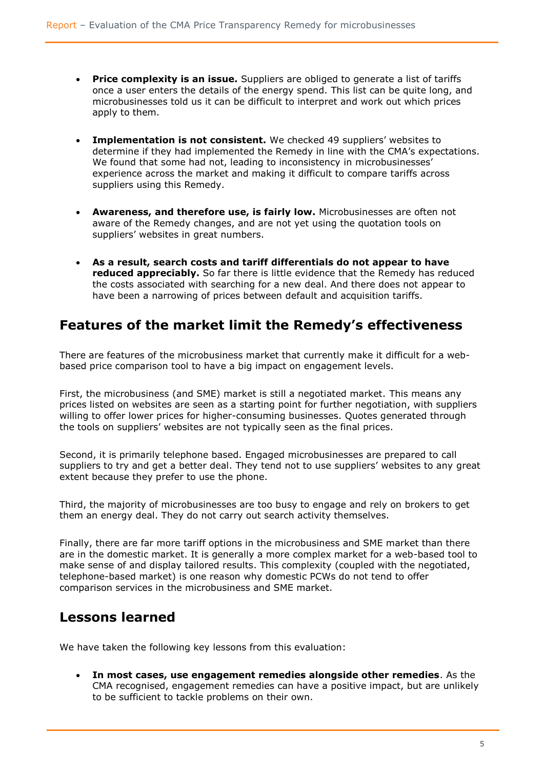- **Price complexity is an issue.** Suppliers are obliged to generate a list of tariffs once a user enters the details of the energy spend. This list can be quite long, and microbusinesses told us it can be difficult to interpret and work out which prices apply to them.

- **Implementation is not consistent.** We checked 49 suppliers' websites to determine if they had implemented the Remedy in line with the CMA's expectations. We found that some had not, leading to inconsistency in microbusinesses' experience across the market and making it difficult to compare tariffs across suppliers using this Remedy.

- **Awareness, and therefore use, is fairly low.** Microbusinesses are often not aware of the Remedy changes, and are not yet using the quotation tools on suppliers' websites in great numbers.

- **As a result, search costs and tariff differentials do not appear to have reduced appreciably.** So far there is little evidence that the Remedy has reduced the costs associated with searching for a new deal. And there does not appear to have been a narrowing of prices between default and acquisition tariffs.

## Features of the market limit the Remedy's effectiveness

There are features of the microbusiness market that currently make it difficult for a web-based price comparison tool to have a big impact on engagement levels.

First, the microbusiness (and SME) market is still a negotiated market. This means any prices listed on websites are seen as a starting point for further negotiation, with suppliers willing to offer lower prices for higher-consuming businesses. Quotes generated through the tools on suppliers' websites are not typically seen as the final prices.

Second, it is primarily telephone based. Engaged microbusinesses are prepared to call suppliers to try and get a better deal. They tend not to use suppliers' websites to any great extent because they prefer to use the phone.

Third, the majority of microbusinesses are too busy to engage and rely on brokers to get them an energy deal. They do not carry out search activity themselves.

Finally, there are far more tariff options in the microbusiness and SME market than there are in the domestic market. It is generally a more complex market for a web-based tool to make sense of and display tailored results. This complexity (coupled with the negotiated, telephone-based market) is one reason why domestic PCWs do not tend to offer comparison services in the microbusiness and SME market.

## Lessons learned

We have taken the following key lessons from this evaluation:

- **In most cases, use engagement remedies alongside other remedies**. As the CMA recognised, engagement remedies can have a positive impact, but are unlikely to be sufficient to tackle problems on their own.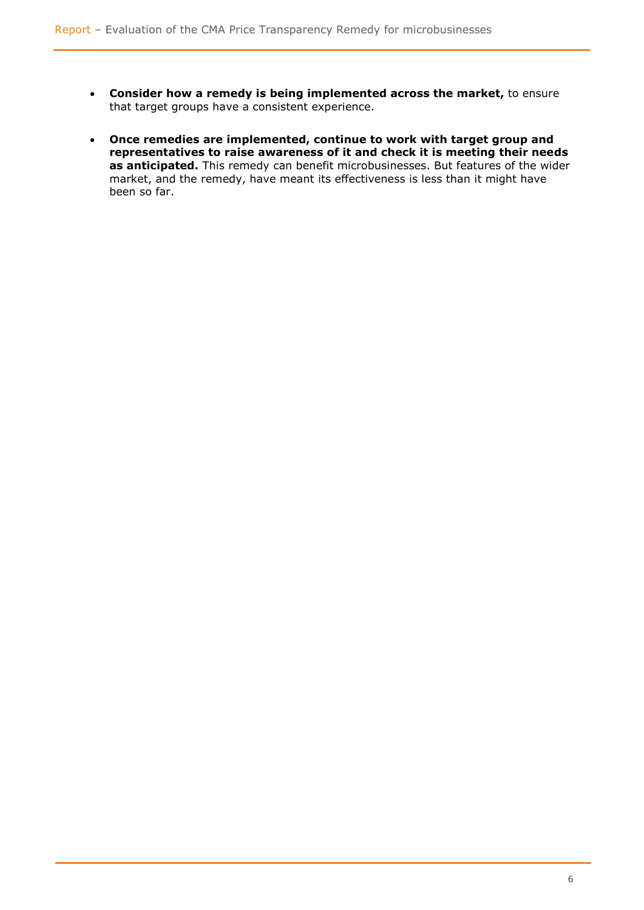- **Consider how a remedy is being implemented across the market,** to ensure that target groups have a consistent experience.

- **Once remedies are implemented, continue to work with target group and representatives to raise awareness of it and check it is meeting their needs as anticipated.** This remedy can benefit microbusinesses. But features of the wider market, and the remedy, have meant its effectiveness is less than it might have been so far.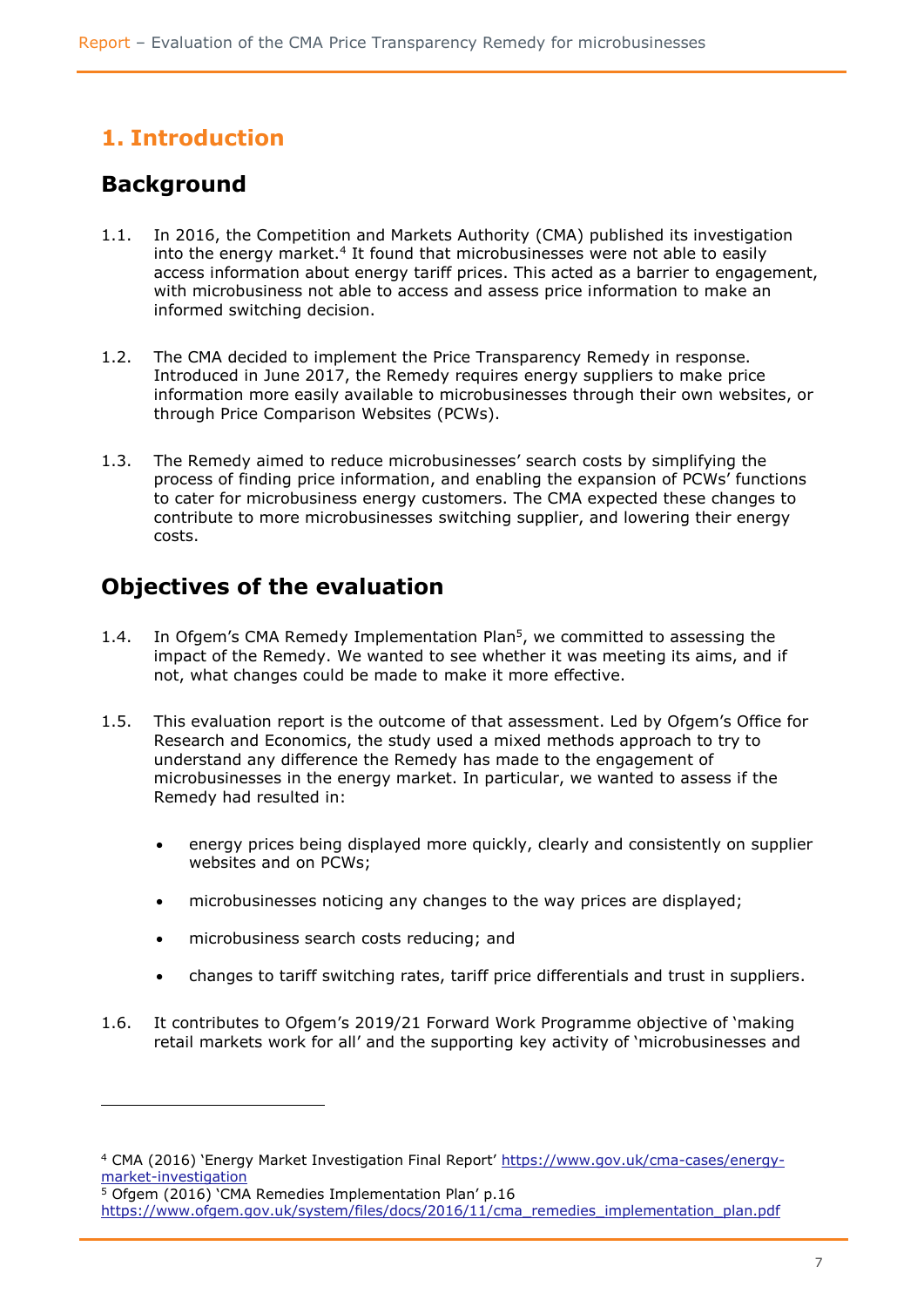# 1. Introduction

## Background

1.1. In 2016, the Competition and Markets Authority (CMA) published its investigation into the energy market.[4] It found that microbusinesses were not able to easily access information about energy tariff prices. This acted as a barrier to engagement, with microbusiness not able to access and assess price information to make an informed switching decision.

1.2. The CMA decided to implement the Price Transparency Remedy in response. Introduced in June 2017, the Remedy requires energy suppliers to make price information more easily available to microbusinesses through their own websites, or through Price Comparison Websites (PCWs).

1.3. The Remedy aimed to reduce microbusinesses' search costs by simplifying the process of finding price information, and enabling the expansion of PCWs' functions to cater for microbusiness energy customers. The CMA expected these changes to contribute to more microbusinesses switching supplier, and lowering their energy costs.

## Objectives of the evaluation

1.4. In Ofgem's CMA Remedy Implementation Plan[5], we committed to assessing the impact of the Remedy. We wanted to see whether it was meeting its aims, and if not, what changes could be made to make it more effective.

1.5. This evaluation report is the outcome of that assessment. Led by Ofgem's Office for Research and Economics, the study used a mixed methods approach to try to understand any difference the Remedy has made to the engagement of microbusinesses in the energy market. In particular, we wanted to assess if the Remedy had resulted in:

- energy prices being displayed more quickly, clearly and consistently on supplier websites and on PCWs;
- microbusinesses noticing any changes to the way prices are displayed;
- microbusiness search costs reducing; and
- changes to tariff switching rates, tariff price differentials and trust in suppliers.

1.6. It contributes to Ofgem's 2019/21 Forward Work Programme objective of 'making retail markets work for all' and the supporting key activity of 'microbusinesses and

---

[4] CMA (2016) 'Energy Market Investigation Final Report' https://www.gov.uk/cma-cases/energy-market-investigation

[5] Ofgem (2016) 'CMA Remedies Implementation Plan' p.16 https://www.ofgem.gov.uk/system/files/docs/2016/11/cma_remedies_implementation_plan.pdf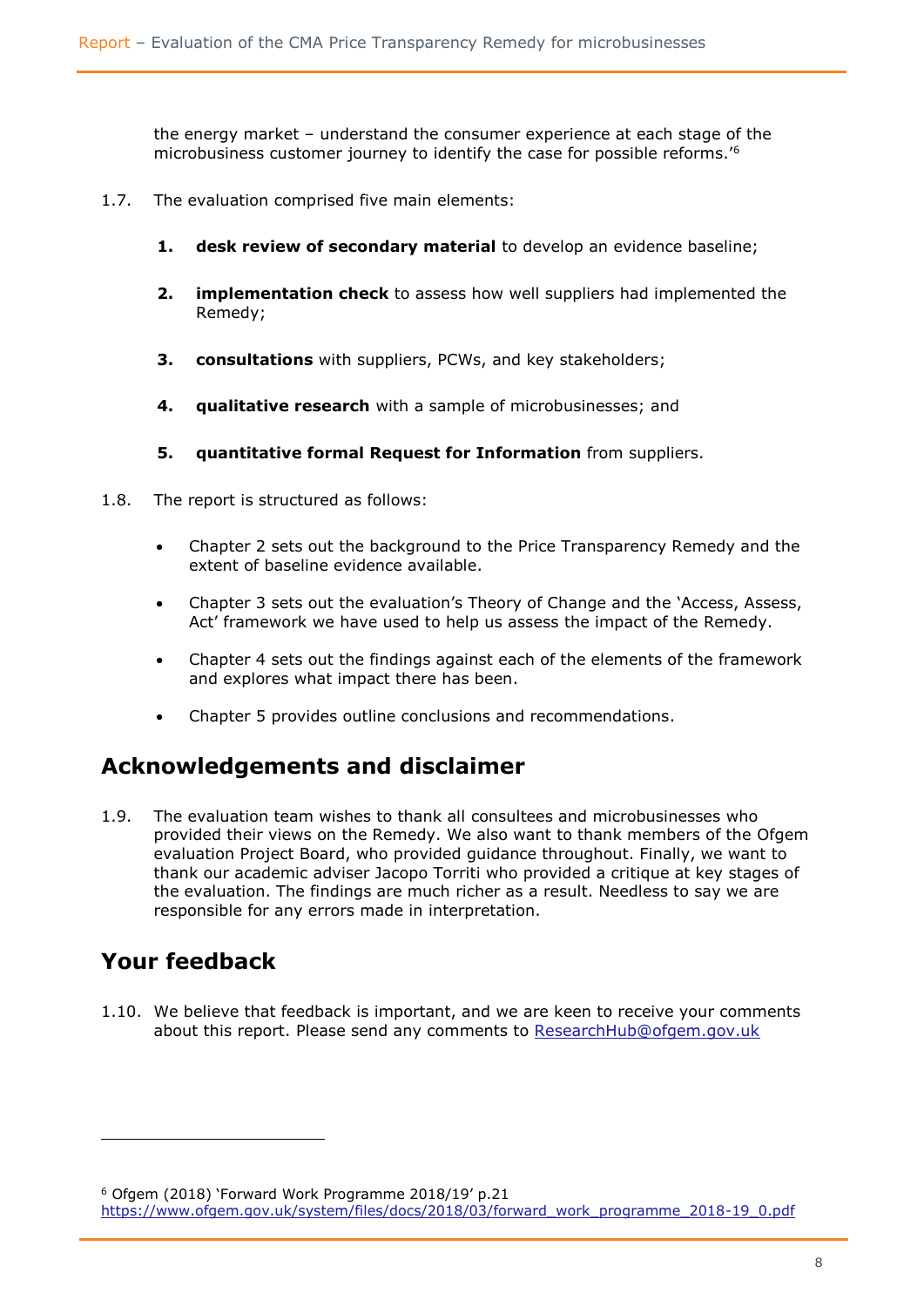the energy market – understand the consumer experience at each stage of the microbusiness customer journey to identify the case for possible reforms.'[6]

1.7. The evaluation comprised five main elements:

1. **desk review of secondary material** to develop an evidence baseline;
2. **implementation check** to assess how well suppliers had implemented the Remedy;
3. **consultations** with suppliers, PCWs, and key stakeholders;
4. **qualitative research** with a sample of microbusinesses; and
5. **quantitative formal Request for Information** from suppliers.

1.8. The report is structured as follows:

- Chapter 2 sets out the background to the Price Transparency Remedy and the extent of baseline evidence available.
- Chapter 3 sets out the evaluation's Theory of Change and the 'Access, Assess, Act' framework we have used to help us assess the impact of the Remedy.
- Chapter 4 sets out the findings against each of the elements of the framework and explores what impact there has been.
- Chapter 5 provides outline conclusions and recommendations.

## Acknowledgements and disclaimer

1.9. The evaluation team wishes to thank all consultees and microbusinesses who provided their views on the Remedy. We also want to thank members of the Ofgem evaluation Project Board, who provided guidance throughout. Finally, we want to thank our academic adviser Jacopo Torriti who provided a critique at key stages of the evaluation. The findings are much richer as a result. Needless to say we are responsible for any errors made in interpretation.

## Your feedback

1.10. We believe that feedback is important, and we are keen to receive your comments about this report. Please send any comments to ResearchHub@ofgem.gov.uk

---

[6] Ofgem (2018) 'Forward Work Programme 2018/19' p.21 https://www.ofgem.gov.uk/system/files/docs/2018/03/forward_work_programme_2018-19_0.pdf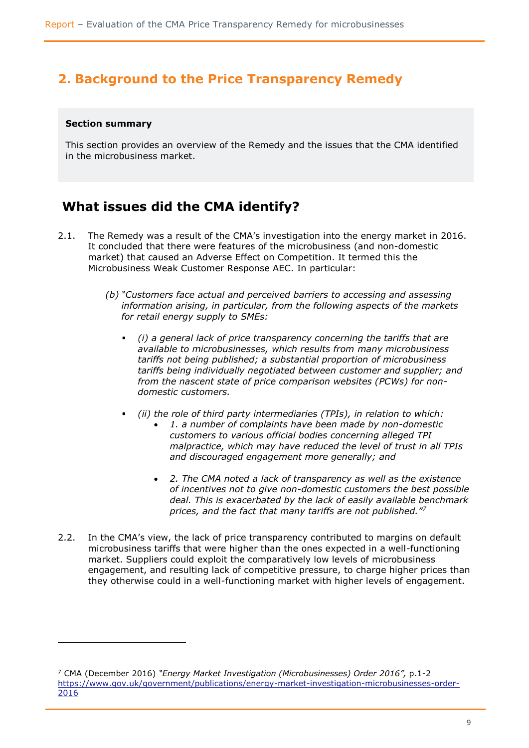## 2. Background to the Price Transparency Remedy

**Section summary**

This section provides an overview of the Remedy and the issues that the CMA identified in the microbusiness market.

### What issues did the CMA identify?

2.1. The Remedy was a result of the CMA's investigation into the energy market in 2016. It concluded that there were features of the microbusiness (and non-domestic market) that caused an Adverse Effect on Competition. It termed this the Microbusiness Weak Customer Response AEC. In particular:

> *(b) "Customers face actual and perceived barriers to accessing and assessing information arising, in particular, from the following aspects of the markets for retail energy supply to SMEs:*
>
> - *(i) a general lack of price transparency concerning the tariffs that are available to microbusinesses, which results from many microbusiness tariffs not being published; a substantial proportion of microbusiness tariffs being individually negotiated between customer and supplier; and from the nascent state of price comparison websites (PCWs) for non-domestic customers.*
> - *(ii) the role of third party intermediaries (TPIs), in relation to which:*
>     - *1. a number of complaints have been made by non-domestic customers to various official bodies concerning alleged TPI malpractice, which may have reduced the level of trust in all TPIs and discouraged engagement more generally; and*
>     - *2. The CMA noted a lack of transparency as well as the existence of incentives not to give non-domestic customers the best possible deal. This is exacerbated by the lack of easily available benchmark prices, and the fact that many tariffs are not published."*[7]

2.2. In the CMA's view, the lack of price transparency contributed to margins on default microbusiness tariffs that were higher than the ones expected in a well-functioning market. Suppliers could exploit the comparatively low levels of microbusiness engagement, and resulting lack of competitive pressure, to charge higher prices than they otherwise could in a well-functioning market with higher levels of engagement.

---

[7] CMA (December 2016) *"Energy Market Investigation (Microbusinesses) Order 2016"*, p.1-2 https://www.gov.uk/government/publications/energy-market-investigation-microbusinesses-order-2016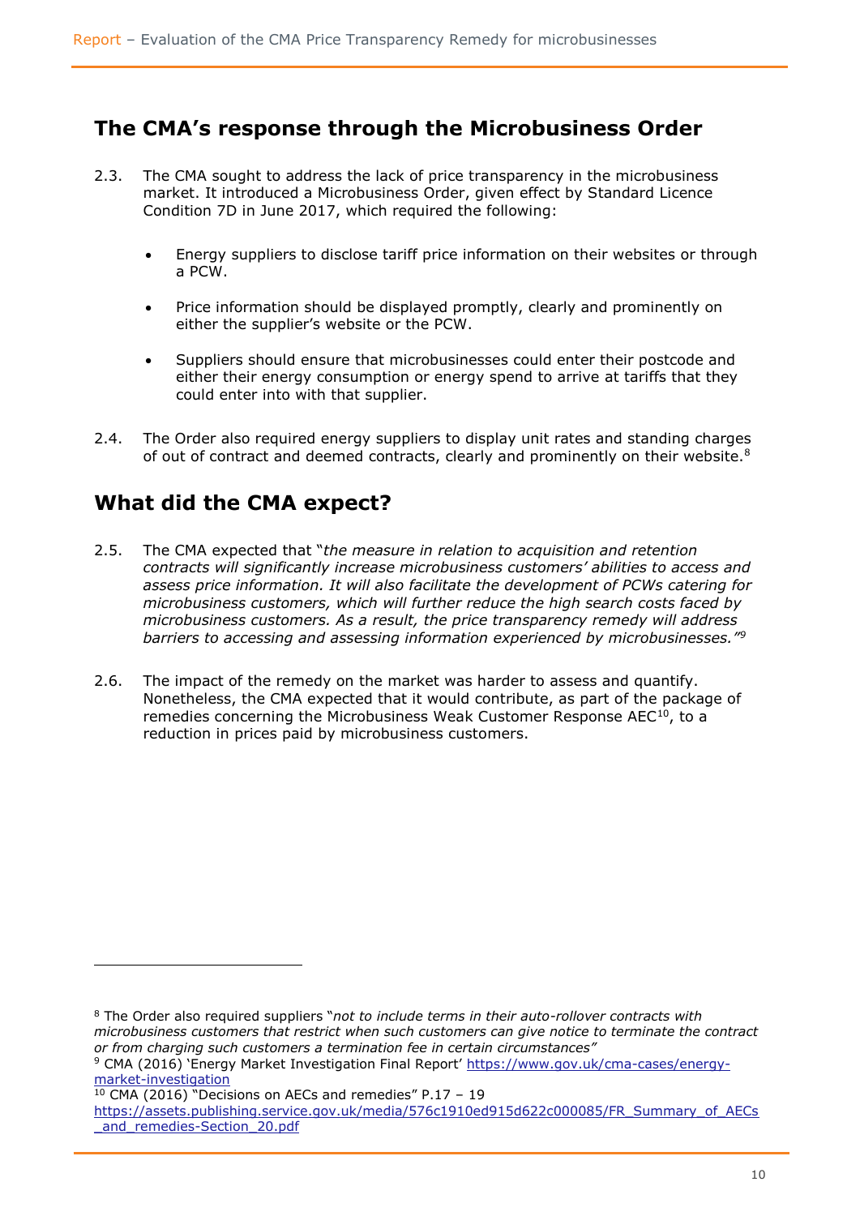## The CMA's response through the Microbusiness Order

2.3. The CMA sought to address the lack of price transparency in the microbusiness market. It introduced a Microbusiness Order, given effect by Standard Licence Condition 7D in June 2017, which required the following:

- Energy suppliers to disclose tariff price information on their websites or through a PCW.
- Price information should be displayed promptly, clearly and prominently on either the supplier's website or the PCW.
- Suppliers should ensure that microbusinesses could enter their postcode and either their energy consumption or energy spend to arrive at tariffs that they could enter into with that supplier.

2.4. The Order also required energy suppliers to display unit rates and standing charges of out of contract and deemed contracts, clearly and prominently on their website.[8]

## What did the CMA expect?

2.5. The CMA expected that "*the measure in relation to acquisition and retention contracts will significantly increase microbusiness customers' abilities to access and assess price information. It will also facilitate the development of PCWs catering for microbusiness customers, which will further reduce the high search costs faced by microbusiness customers. As a result, the price transparency remedy will address barriers to accessing and assessing information experienced by microbusinesses.*"[9]

2.6. The impact of the remedy on the market was harder to assess and quantify. Nonetheless, the CMA expected that it would contribute, as part of the package of remedies concerning the Microbusiness Weak Customer Response AEC[10], to a reduction in prices paid by microbusiness customers.

---

[8] The Order also required suppliers "*not to include terms in their auto-rollover contracts with microbusiness customers that restrict when such customers can give notice to terminate the contract or from charging such customers a termination fee in certain circumstances*"

[9] CMA (2016) 'Energy Market Investigation Final Report' https://www.gov.uk/cma-cases/energy-market-investigation

[10] CMA (2016) "Decisions on AECs and remedies" P.17 – 19 https://assets.publishing.service.gov.uk/media/576c1910ed915d622c000085/FR_Summary_of_AECs_and_remedies-Section_20.pdf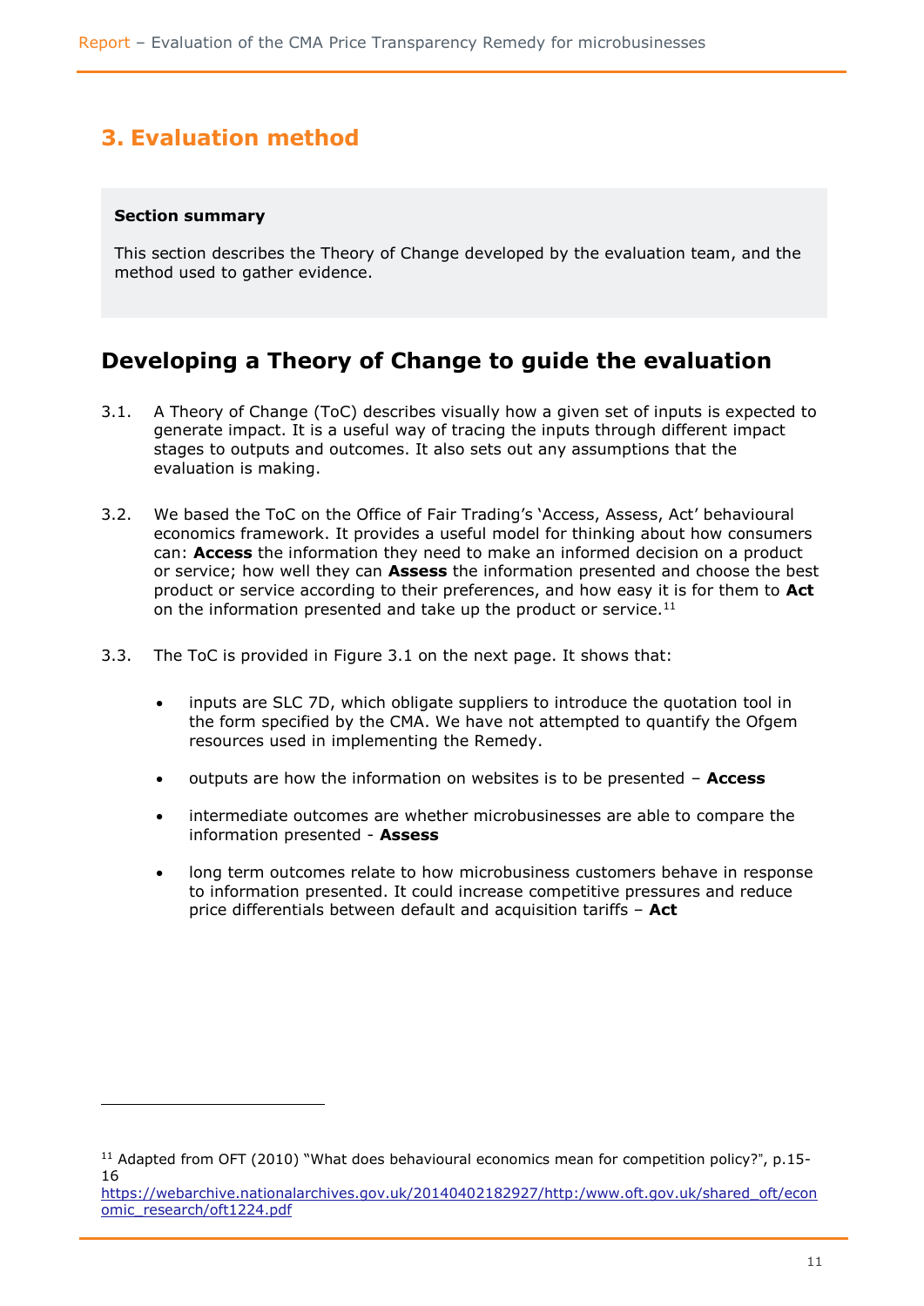# 3. Evaluation method

**Section summary**

This section describes the Theory of Change developed by the evaluation team, and the method used to gather evidence.

## Developing a Theory of Change to guide the evaluation

3.1. A Theory of Change (ToC) describes visually how a given set of inputs is expected to generate impact. It is a useful way of tracing the inputs through different impact stages to outputs and outcomes. It also sets out any assumptions that the evaluation is making.

3.2. We based the ToC on the Office of Fair Trading's 'Access, Assess, Act' behavioural economics framework. It provides a useful model for thinking about how consumers can: **Access** the information they need to make an informed decision on a product or service; how well they can **Assess** the information presented and choose the best product or service according to their preferences, and how easy it is for them to **Act** on the information presented and take up the product or service.[11]

3.3. The ToC is provided in Figure 3.1 on the next page. It shows that:

- inputs are SLC 7D, which obligate suppliers to introduce the quotation tool in the form specified by the CMA. We have not attempted to quantify the Ofgem resources used in implementing the Remedy.
- outputs are how the information on websites is to be presented – **Access**
- intermediate outcomes are whether microbusinesses are able to compare the information presented - **Assess**
- long term outcomes relate to how microbusiness customers behave in response to information presented. It could increase competitive pressures and reduce price differentials between default and acquisition tariffs – **Act**

---

[11] Adapted from OFT (2010) "What does behavioural economics mean for competition policy?", p.15-16 https://webarchive.nationalarchives.gov.uk/20140402182927/http:/www.oft.gov.uk/shared_oft/economic_research/oft1224.pdf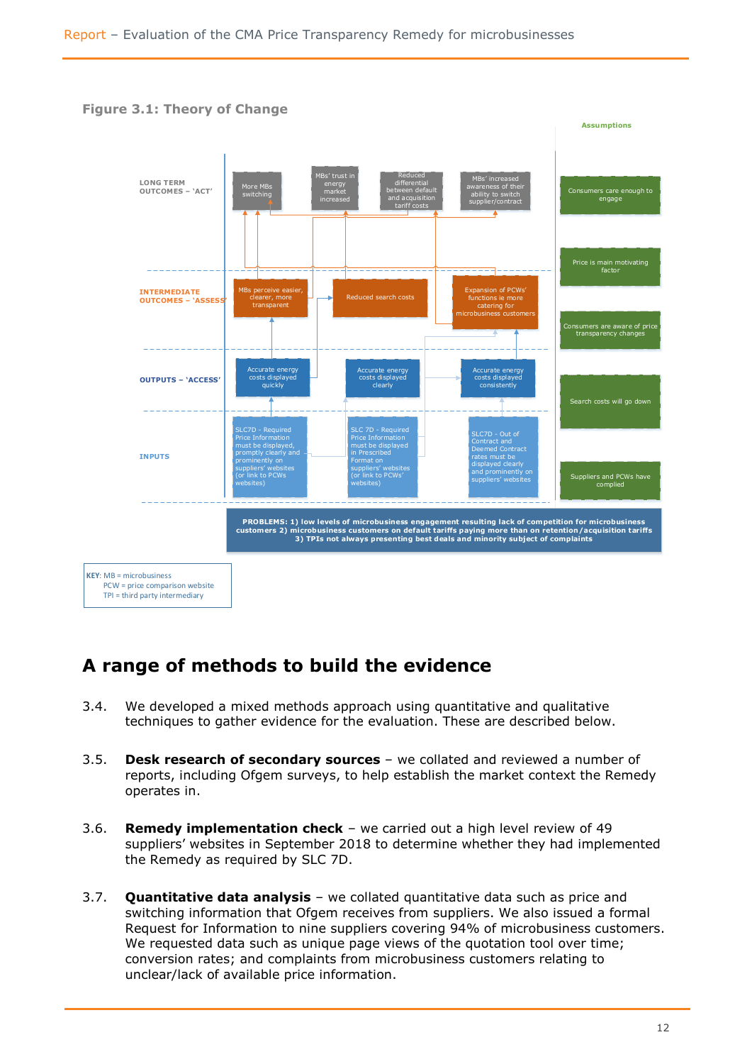**Figure 3.1: Theory of Change**

**Assumptions**

- Consumers care enough to engage
- Price is main motivating factor
- Consumers are aware of price transparency changes
- Search costs will go down
- Suppliers and PCWs have complied

**LONG TERM OUTCOMES – 'ACT'**

- More MBs switching
- MBs' trust in energy market increased
- Reduced differential between default and acquisition tariff costs
- MBs' increased awareness of their ability to switch supplier/contract

**INTERMEDIATE OUTCOMES – 'ASSESS'**

- MBs perceive easier, clearer, more transparent
- Reduced search costs
- Expansion of PCWs' functions ie more catering for microbusiness customers

**OUTPUTS – 'ACCESS'**

- Accurate energy costs displayed quickly
- Accurate energy costs displayed clearly
- Accurate energy costs displayed consistently

**INPUTS**

- SLC7D - Required Price Information must be displayed, promptly clearly and prominently on suppliers' websites (or link to PCWs websites)
- SLC 7D - Required Price Information must be displayed in Prescribed Format on suppliers' websites (or link to PCWs' websites)
- SLC7D - Out of Contract and Deemed Contract rates must be displayed clearly and prominently on suppliers' websites

**PROBLEMS: 1) low levels of microbusiness engagement resulting lack of competition for microbusiness customers 2) microbusiness customers on default tariffs paying more than on retention/acquisition tariffs 3) TPIs not always presenting best deals and minority subject of complaints**

KEY: MB = microbusiness
PCW = price comparison website
TPI = third party intermediary

# A range of methods to build the evidence

3.4. We developed a mixed methods approach using quantitative and qualitative techniques to gather evidence for the evaluation. These are described below.

3.5. **Desk research of secondary sources** – we collated and reviewed a number of reports, including Ofgem surveys, to help establish the market context the Remedy operates in.

3.6. **Remedy implementation check** – we carried out a high level review of 49 suppliers' websites in September 2018 to determine whether they had implemented the Remedy as required by SLC 7D.

3.7. **Quantitative data analysis** – we collated quantitative data such as price and switching information that Ofgem receives from suppliers. We also issued a formal Request for Information to nine suppliers covering 94% of microbusiness customers. We requested data such as unique page views of the quotation tool over time; conversion rates; and complaints from microbusiness customers relating to unclear/lack of available price information.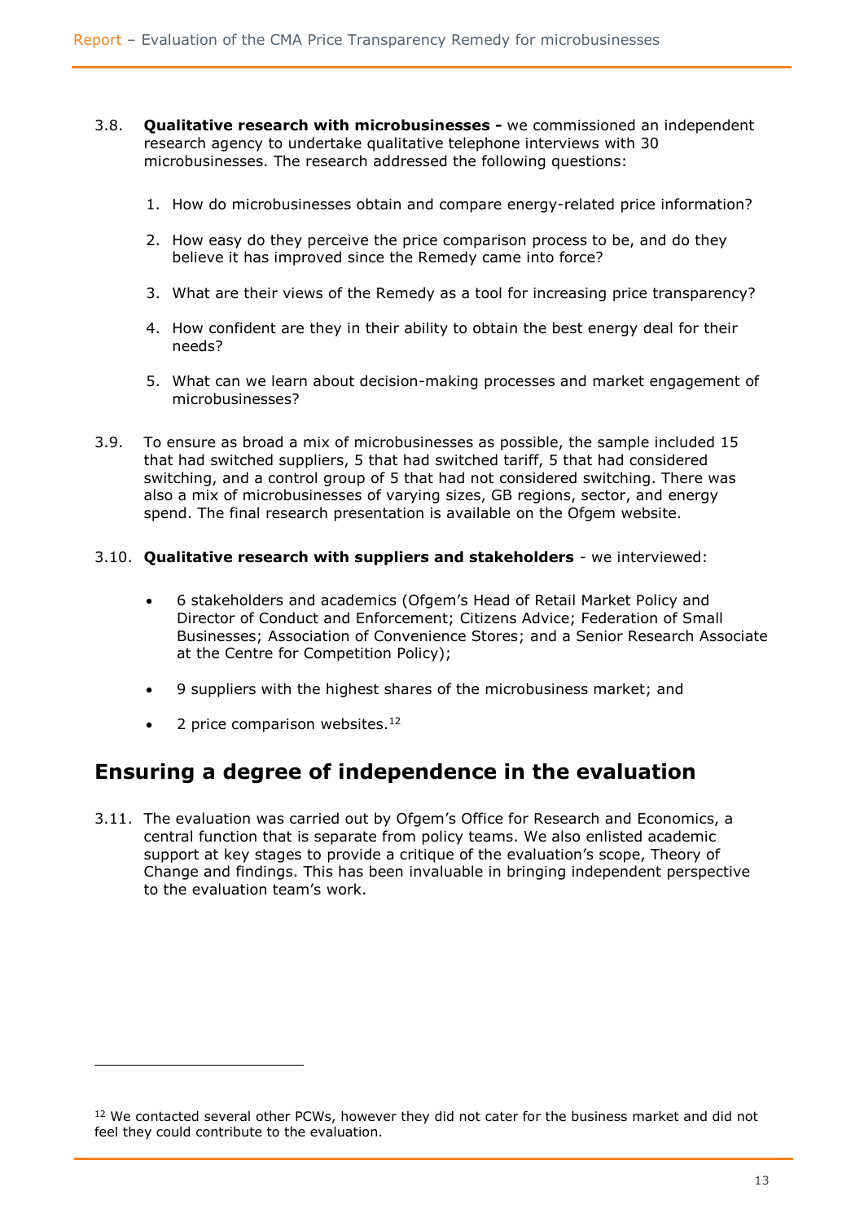3.8. **Qualitative research with microbusinesses -** we commissioned an independent research agency to undertake qualitative telephone interviews with 30 microbusinesses. The research addressed the following questions:

1. How do microbusinesses obtain and compare energy-related price information?
2. How easy do they perceive the price comparison process to be, and do they believe it has improved since the Remedy came into force?
3. What are their views of the Remedy as a tool for increasing price transparency?
4. How confident are they in their ability to obtain the best energy deal for their needs?
5. What can we learn about decision-making processes and market engagement of microbusinesses?

3.9. To ensure as broad a mix of microbusinesses as possible, the sample included 15 that had switched suppliers, 5 that had switched tariff, 5 that had considered switching, and a control group of 5 that had not considered switching. There was also a mix of microbusinesses of varying sizes, GB regions, sector, and energy spend. The final research presentation is available on the Ofgem website.

3.10. **Qualitative research with suppliers and stakeholders** - we interviewed:

- 6 stakeholders and academics (Ofgem's Head of Retail Market Policy and Director of Conduct and Enforcement; Citizens Advice; Federation of Small Businesses; Association of Convenience Stores; and a Senior Research Associate at the Centre for Competition Policy);
- 9 suppliers with the highest shares of the microbusiness market; and
- 2 price comparison websites.[12]

## Ensuring a degree of independence in the evaluation

3.11. The evaluation was carried out by Ofgem's Office for Research and Economics, a central function that is separate from policy teams. We also enlisted academic support at key stages to provide a critique of the evaluation's scope, Theory of Change and findings. This has been invaluable in bringing independent perspective to the evaluation team's work.

[12] We contacted several other PCWs, however they did not cater for the business market and did not feel they could contribute to the evaluation.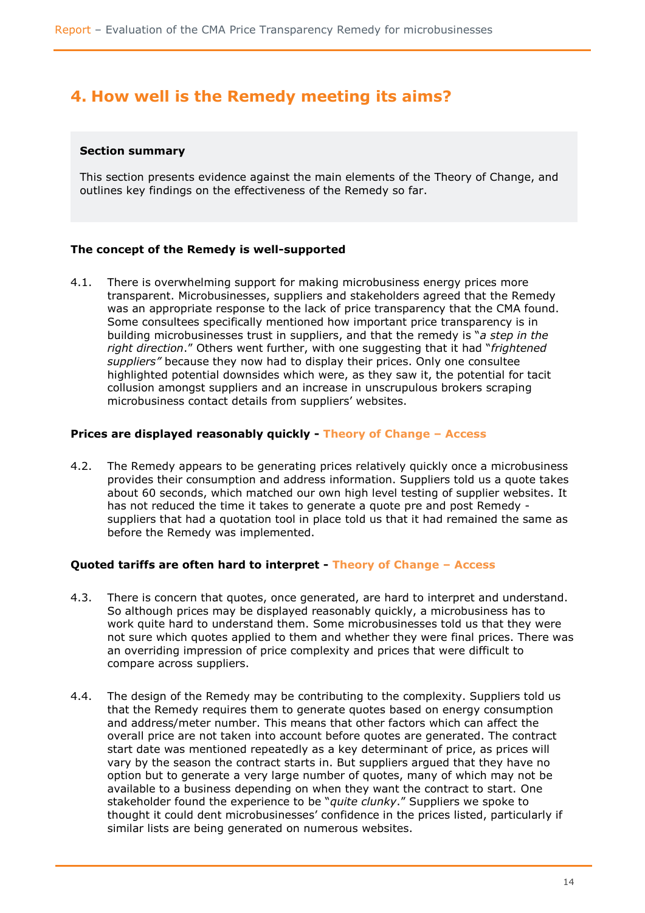## 4. How well is the Remedy meeting its aims?

**Section summary**

This section presents evidence against the main elements of the Theory of Change, and outlines key findings on the effectiveness of the Remedy so far.

**The concept of the Remedy is well-supported**

4.1. There is overwhelming support for making microbusiness energy prices more transparent. Microbusinesses, suppliers and stakeholders agreed that the Remedy was an appropriate response to the lack of price transparency that the CMA found. Some consultees specifically mentioned how important price transparency is in building microbusinesses trust in suppliers, and that the remedy is "*a step in the right direction*." Others went further, with one suggesting that it had "*frightened suppliers"* because they now had to display their prices. Only one consultee highlighted potential downsides which were, as they saw it, the potential for tacit collusion amongst suppliers and an increase in unscrupulous brokers scraping microbusiness contact details from suppliers' websites.

**Prices are displayed reasonably quickly - Theory of Change – Access**

4.2. The Remedy appears to be generating prices relatively quickly once a microbusiness provides their consumption and address information. Suppliers told us a quote takes about 60 seconds, which matched our own high level testing of supplier websites. It has not reduced the time it takes to generate a quote pre and post Remedy - suppliers that had a quotation tool in place told us that it had remained the same as before the Remedy was implemented.

**Quoted tariffs are often hard to interpret - Theory of Change – Access**

4.3. There is concern that quotes, once generated, are hard to interpret and understand. So although prices may be displayed reasonably quickly, a microbusiness has to work quite hard to understand them. Some microbusinesses told us that they were not sure which quotes applied to them and whether they were final prices. There was an overriding impression of price complexity and prices that were difficult to compare across suppliers.

4.4. The design of the Remedy may be contributing to the complexity. Suppliers told us that the Remedy requires them to generate quotes based on energy consumption and address/meter number. This means that other factors which can affect the overall price are not taken into account before quotes are generated. The contract start date was mentioned repeatedly as a key determinant of price, as prices will vary by the season the contract starts in. But suppliers argued that they have no option but to generate a very large number of quotes, many of which may not be available to a business depending on when they want the contract to start. One stakeholder found the experience to be "*quite clunky*." Suppliers we spoke to thought it could dent microbusinesses' confidence in the prices listed, particularly if similar lists are being generated on numerous websites.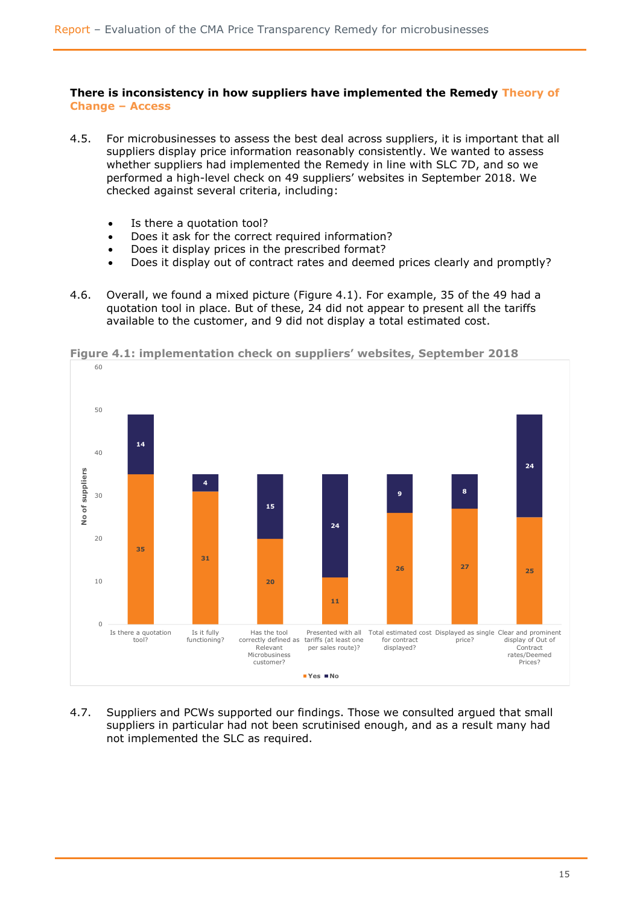**There is inconsistency in how suppliers have implemented the Remedy Theory of Change – Access**

4.5. For microbusinesses to assess the best deal across suppliers, it is important that all suppliers display price information reasonably consistently. We wanted to assess whether suppliers had implemented the Remedy in line with SLC 7D, and so we performed a high-level check on 49 suppliers' websites in September 2018. We checked against several criteria, including:

- Is there a quotation tool?
- Does it ask for the correct required information?
- Does it display prices in the prescribed format?
- Does it display out of contract rates and deemed prices clearly and promptly?

4.6. Overall, we found a mixed picture (Figure 4.1). For example, 35 of the 49 had a quotation tool in place. But of these, 24 did not appear to present all the tariffs available to the customer, and 9 did not display a total estimated cost.

**Figure 4.1: implementation check on suppliers' websites, September 2018**

| Criterion | Yes | No |
|---|---|---|
| Is there a quotation tool? | 35 | 14 |
| Is it fully functioning? | 31 | 4 |
| Has the tool correctly defined as Relevant Microbusiness customer? | 20 | 15 |
| Presented with all tariffs (at least one per sales route)? | 11 | 24 |
| Total estimated cost for contract displayed? | 26 | 9 |
| Displayed as single price? | 27 | 8 |
| Clear and prominent display of Out of Contract rates/Deemed Prices? | 25 | 24 |

4.7. Suppliers and PCWs supported our findings. Those we consulted argued that small suppliers in particular had not been scrutinised enough, and as a result many had not implemented the SLC as required.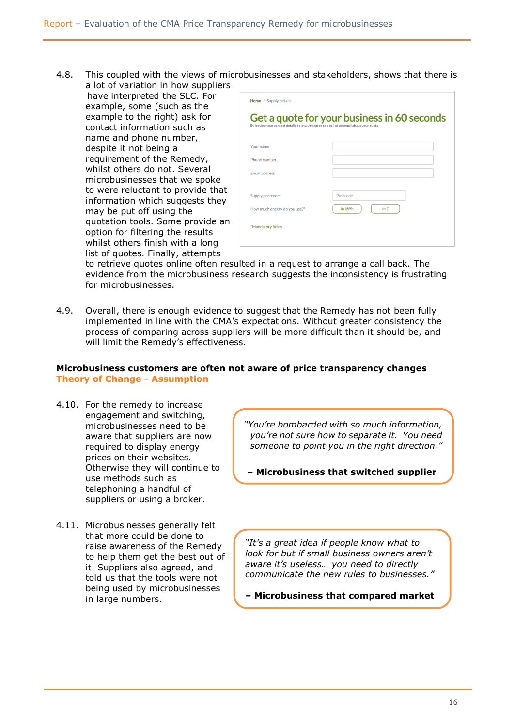4.8. This coupled with the views of microbusinesses and stakeholders, shows that there is a lot of variation in how suppliers have interpreted the SLC. For example, some (such as the example to the right) ask for contact information such as name and phone number, despite it not being a requirement of the Remedy, whilst others do not. Several microbusinesses that we spoke to were reluctant to provide that information which suggests they may be put off using the quotation tools. Some provide an option for filtering the results whilst others finish with a long list of quotes. Finally, attempts to retrieve quotes online often resulted in a request to arrange a call back. The evidence from the microbusiness research suggests the inconsistency is frustrating for microbusinesses.

Home / Supply details

Get a quote for your business in 60 seconds

By leaving your contact details below, you agree to a call or an email about your quote

Your name

Phone number

Email address

Supply postcode*

How much energy do you use?* in kWh in £

*Mandatory fields

4.9. Overall, there is enough evidence to suggest that the Remedy has not been fully implemented in line with the CMA's expectations. Without greater consistency the process of comparing across suppliers will be more difficult than it should be, and will limit the Remedy's effectiveness.

**Microbusiness customers are often not aware of price transparency changes**
**Theory of Change - Assumption**

4.10. For the remedy to increase engagement and switching, microbusinesses need to be aware that suppliers are now required to display energy prices on their websites. Otherwise they will continue to use methods such as telephoning a handful of suppliers or using a broker.

> *"You're bombarded with so much information, you're not sure how to separate it. You need someone to point you in the right direction."*
>
> **– Microbusiness that switched supplier**

4.11. Microbusinesses generally felt that more could be done to raise awareness of the Remedy to help them get the best out of it. Suppliers also agreed, and told us that the tools were not being used by microbusinesses in large numbers.

> *"It's a great idea if people know what to look for but if small business owners aren't aware it's useless… you need to directly communicate the new rules to businesses."*
>
> **– Microbusiness that compared market**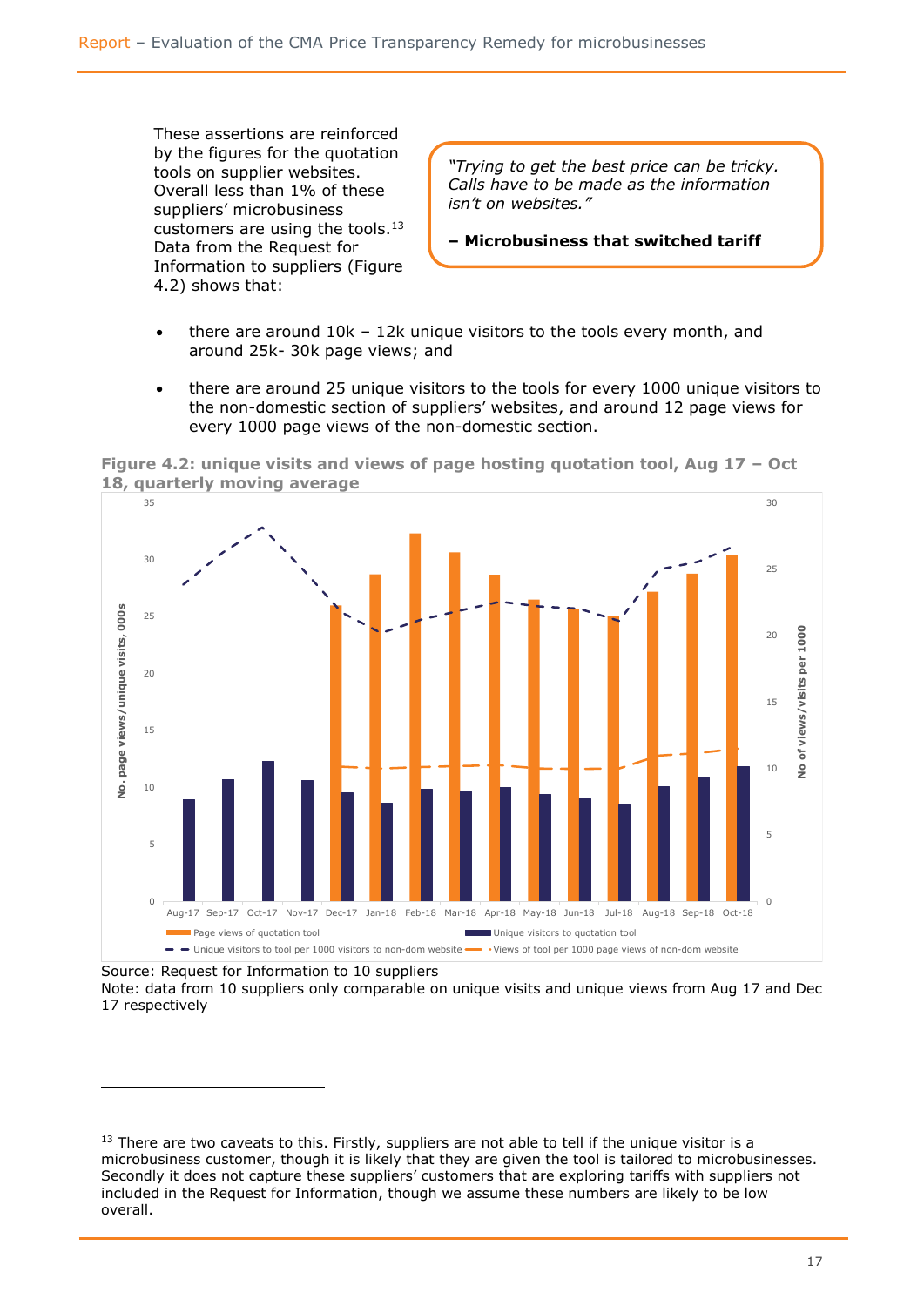These assertions are reinforced by the figures for the quotation tools on supplier websites. Overall less than 1% of these suppliers' microbusiness customers are using the tools.[13] Data from the Request for Information to suppliers (Figure 4.2) shows that:

> *"Trying to get the best price can be tricky. Calls have to be made as the information isn't on websites."*
>
> **– Microbusiness that switched tariff**

- there are around 10k – 12k unique visitors to the tools every month, and around 25k- 30k page views; and
- there are around 25 unique visitors to the tools for every 1000 unique visitors to the non-domestic section of suppliers' websites, and around 12 page views for every 1000 page views of the non-domestic section.

**Figure 4.2: unique visits and views of page hosting quotation tool, Aug 17 – Oct 18, quarterly moving average**

Source: Request for Information to 10 suppliers

Note: data from 10 suppliers only comparable on unique visits and unique views from Aug 17 and Dec 17 respectively

[13] There are two caveats to this. Firstly, suppliers are not able to tell if the unique visitor is a microbusiness customer, though it is likely that they are given the tool is tailored to microbusinesses. Secondly it does not capture these suppliers' customers that are exploring tariffs with suppliers not included in the Request for Information, though we assume these numbers are likely to be low overall.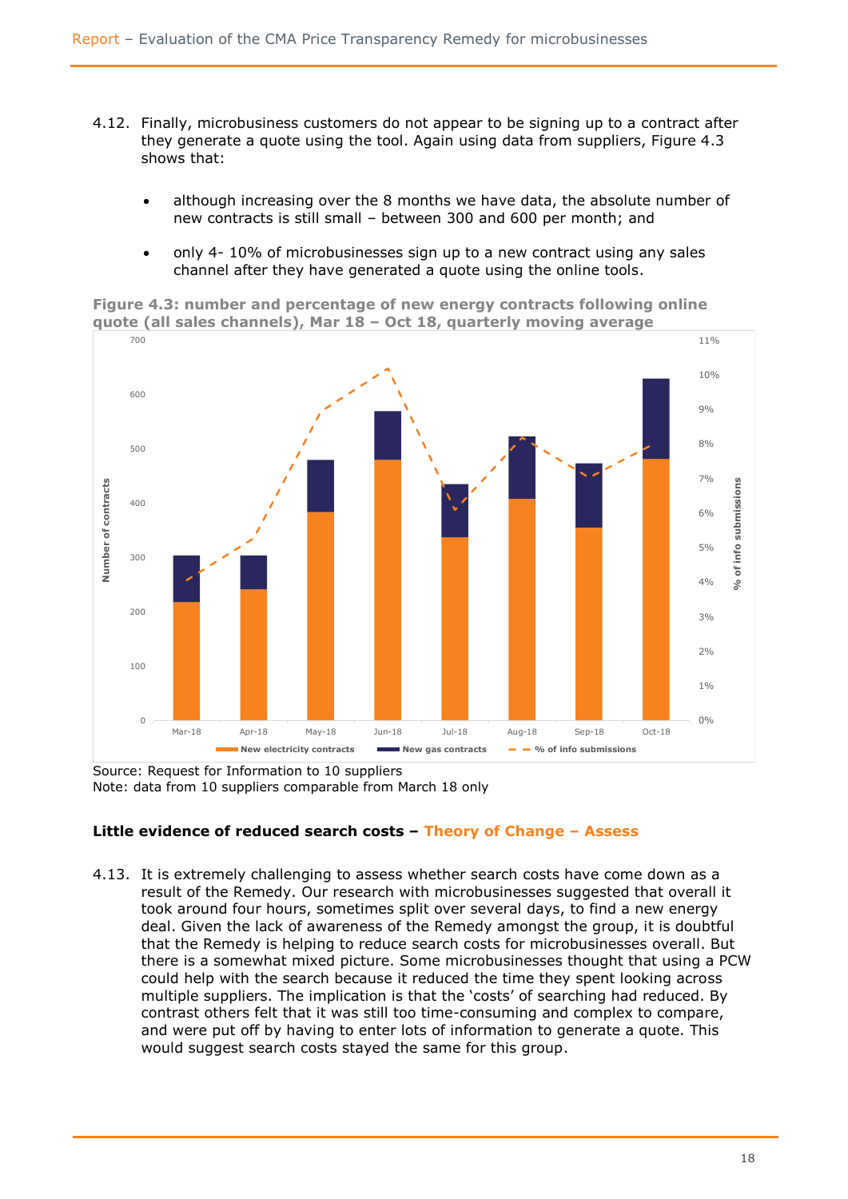4.12. Finally, microbusiness customers do not appear to be signing up to a contract after they generate a quote using the tool. Again using data from suppliers, Figure 4.3 shows that:

- although increasing over the 8 months we have data, the absolute number of new contracts is still small – between 300 and 600 per month; and
- only 4- 10% of microbusinesses sign up to a new contract using any sales channel after they have generated a quote using the online tools.

**Figure 4.3: number and percentage of new energy contracts following online quote (all sales channels), Mar 18 – Oct 18, quarterly moving average**

Source: Request for Information to 10 suppliers
Note: data from 10 suppliers comparable from March 18 only

**Little evidence of reduced search costs – Theory of Change – Assess**

4.13. It is extremely challenging to assess whether search costs have come down as a result of the Remedy. Our research with microbusinesses suggested that overall it took around four hours, sometimes split over several days, to find a new energy deal. Given the lack of awareness of the Remedy amongst the group, it is doubtful that the Remedy is helping to reduce search costs for microbusinesses overall. But there is a somewhat mixed picture. Some microbusinesses thought that using a PCW could help with the search because it reduced the time they spent looking across multiple suppliers. The implication is that the 'costs' of searching had reduced. By contrast others felt that it was still too time-consuming and complex to compare, and were put off by having to enter lots of information to generate a quote. This would suggest search costs stayed the same for this group.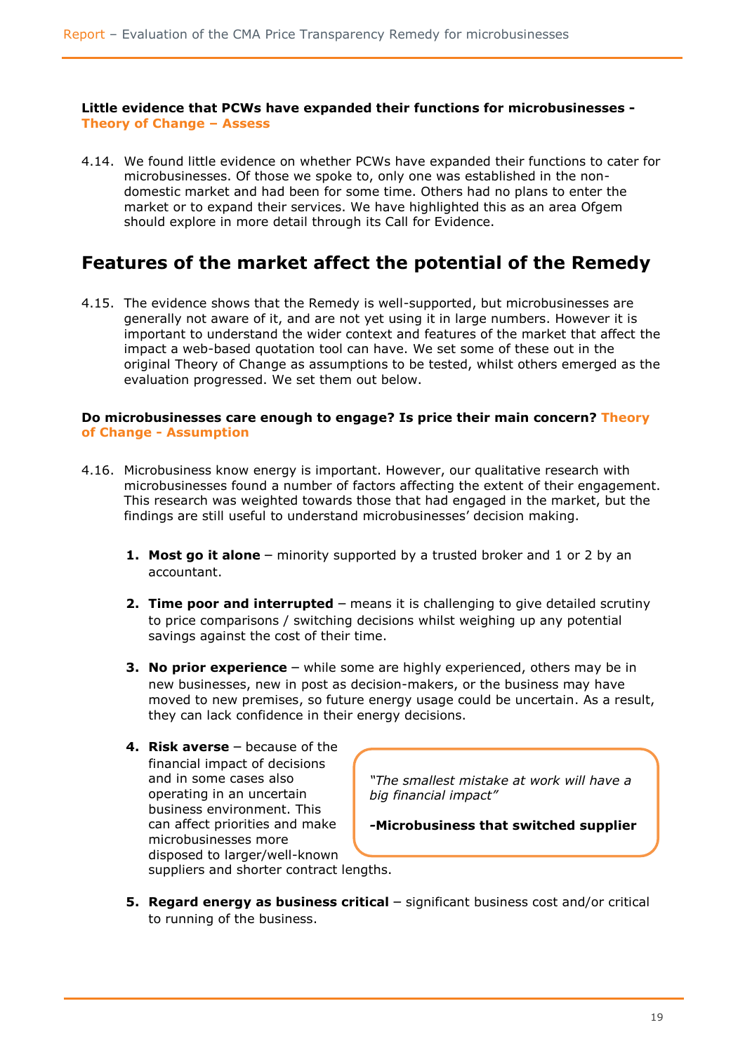**Little evidence that PCWs have expanded their functions for microbusinesses - Theory of Change – Assess**

4.14. We found little evidence on whether PCWs have expanded their functions to cater for microbusinesses. Of those we spoke to, only one was established in the non-domestic market and had been for some time. Others had no plans to enter the market or to expand their services. We have highlighted this as an area Ofgem should explore in more detail through its Call for Evidence.

## Features of the market affect the potential of the Remedy

4.15. The evidence shows that the Remedy is well-supported, but microbusinesses are generally not aware of it, and are not yet using it in large numbers. However it is important to understand the wider context and features of the market that affect the impact a web-based quotation tool can have. We set some of these out in the original Theory of Change as assumptions to be tested, whilst others emerged as the evaluation progressed. We set them out below.

**Do microbusinesses care enough to engage? Is price their main concern? Theory of Change - Assumption**

4.16. Microbusiness know energy is important. However, our qualitative research with microbusinesses found a number of factors affecting the extent of their engagement. This research was weighted towards those that had engaged in the market, but the findings are still useful to understand microbusinesses' decision making.

1. **Most go it alone** – minority supported by a trusted broker and 1 or 2 by an accountant.
2. **Time poor and interrupted** – means it is challenging to give detailed scrutiny to price comparisons / switching decisions whilst weighing up any potential savings against the cost of their time.
3. **No prior experience** – while some are highly experienced, others may be in new businesses, new in post as decision-makers, or the business may have moved to new premises, so future energy usage could be uncertain. As a result, they can lack confidence in their energy decisions.
4. **Risk averse** – because of the financial impact of decisions and in some cases also operating in an uncertain business environment. This can affect priorities and make microbusinesses more disposed to larger/well-known suppliers and shorter contract lengths.
5. **Regard energy as business critical** – significant business cost and/or critical to running of the business.

> *"The smallest mistake at work will have a big financial impact"*
>
> **-Microbusiness that switched supplier**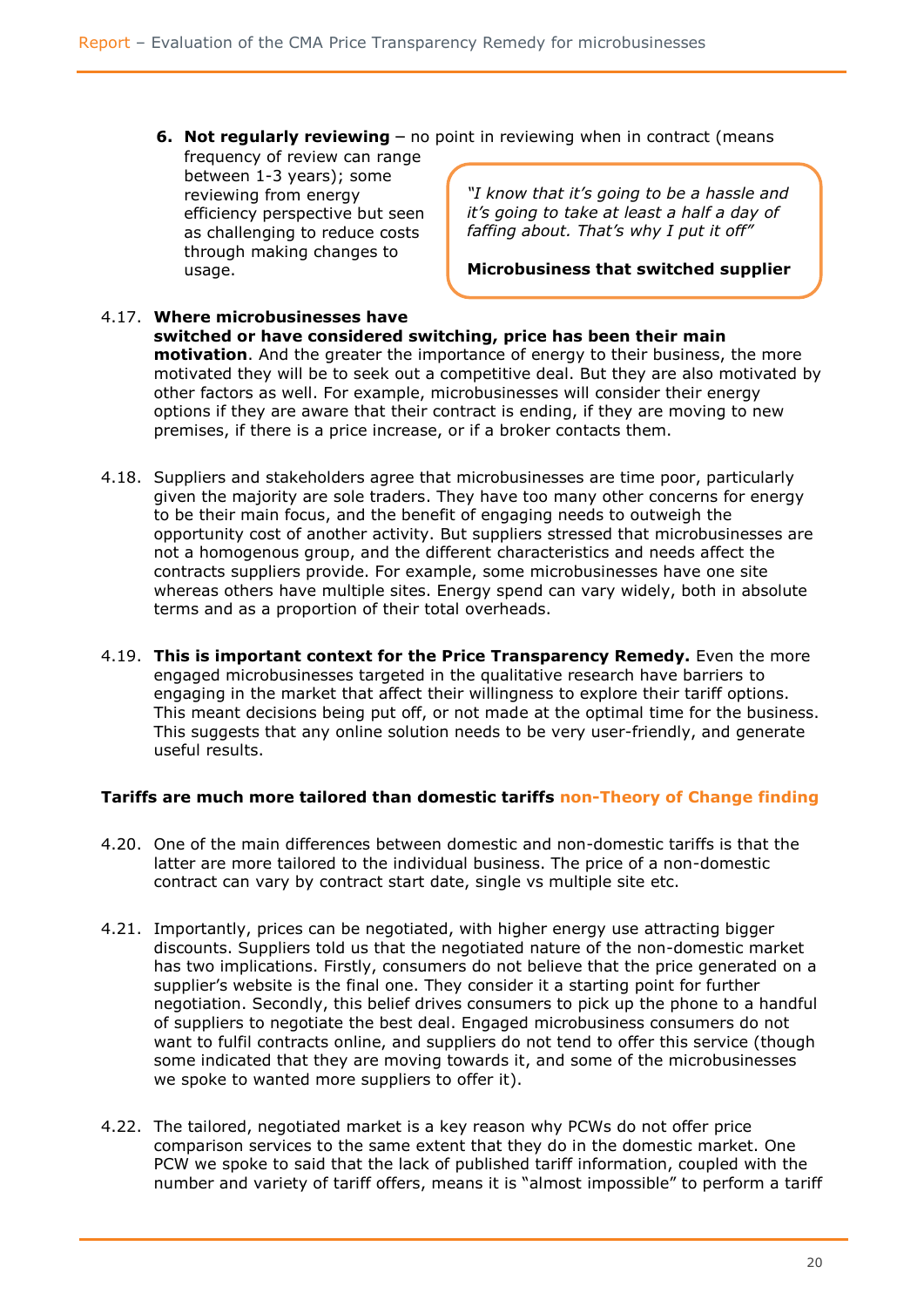6. **Not regularly reviewing** – no point in reviewing when in contract (means frequency of review can range between 1-3 years); some reviewing from energy efficiency perspective but seen as challenging to reduce costs through making changes to usage.

> *"I know that it's going to be a hassle and it's going to take at least a half a day of faffing about. That's why I put it off"*
>
> **Microbusiness that switched supplier**

4.17. **Where microbusinesses have switched or have considered switching, price has been their main motivation**. And the greater the importance of energy to their business, the more motivated they will be to seek out a competitive deal. But they are also motivated by other factors as well. For example, microbusinesses will consider their energy options if they are aware that their contract is ending, if they are moving to new premises, if there is a price increase, or if a broker contacts them.

4.18. Suppliers and stakeholders agree that microbusinesses are time poor, particularly given the majority are sole traders. They have too many other concerns for energy to be their main focus, and the benefit of engaging needs to outweigh the opportunity cost of another activity. But suppliers stressed that microbusinesses are not a homogenous group, and the different characteristics and needs affect the contracts suppliers provide. For example, some microbusinesses have one site whereas others have multiple sites. Energy spend can vary widely, both in absolute terms and as a proportion of their total overheads.

4.19. **This is important context for the Price Transparency Remedy.** Even the more engaged microbusinesses targeted in the qualitative research have barriers to engaging in the market that affect their willingness to explore their tariff options. This meant decisions being put off, or not made at the optimal time for the business. This suggests that any online solution needs to be very user-friendly, and generate useful results.

**Tariffs are much more tailored than domestic tariffs non-Theory of Change finding**

4.20. One of the main differences between domestic and non-domestic tariffs is that the latter are more tailored to the individual business. The price of a non-domestic contract can vary by contract start date, single vs multiple site etc.

4.21. Importantly, prices can be negotiated, with higher energy use attracting bigger discounts. Suppliers told us that the negotiated nature of the non-domestic market has two implications. Firstly, consumers do not believe that the price generated on a supplier's website is the final one. They consider it a starting point for further negotiation. Secondly, this belief drives consumers to pick up the phone to a handful of suppliers to negotiate the best deal. Engaged microbusiness consumers do not want to fulfil contracts online, and suppliers do not tend to offer this service (though some indicated that they are moving towards it, and some of the microbusinesses we spoke to wanted more suppliers to offer it).

4.22. The tailored, negotiated market is a key reason why PCWs do not offer price comparison services to the same extent that they do in the domestic market. One PCW we spoke to said that the lack of published tariff information, coupled with the number and variety of tariff offers, means it is "almost impossible" to perform a tariff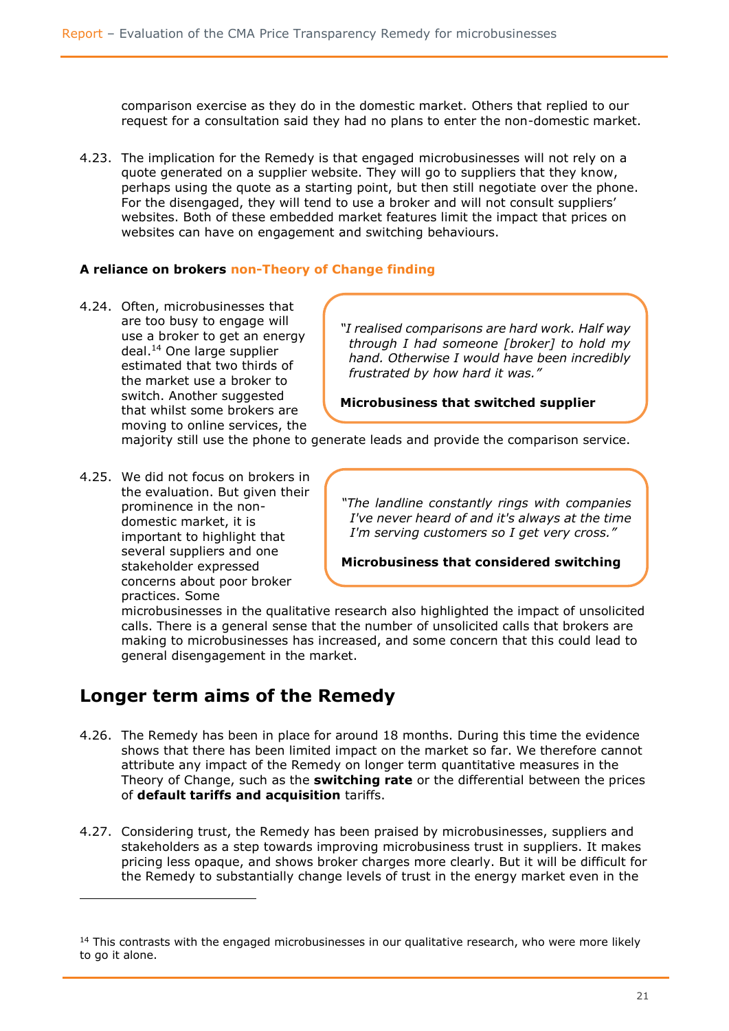comparison exercise as they do in the domestic market. Others that replied to our request for a consultation said they had no plans to enter the non-domestic market.

4.23. The implication for the Remedy is that engaged microbusinesses will not rely on a quote generated on a supplier website. They will go to suppliers that they know, perhaps using the quote as a starting point, but then still negotiate over the phone. For the disengaged, they will tend to use a broker and will not consult suppliers' websites. Both of these embedded market features limit the impact that prices on websites can have on engagement and switching behaviours.

**A reliance on brokers** **non-Theory of Change finding**

4.24. Often, microbusinesses that are too busy to engage will use a broker to get an energy deal.[14] One large supplier estimated that two thirds of the market use a broker to switch. Another suggested that whilst some brokers are moving to online services, the majority still use the phone to generate leads and provide the comparison service.

> *"I realised comparisons are hard work. Half way through I had someone [broker] to hold my hand. Otherwise I would have been incredibly frustrated by how hard it was."*
>
> **Microbusiness that switched supplier**

4.25. We did not focus on brokers in the evaluation. But given their prominence in the non-domestic market, it is important to highlight that several suppliers and one stakeholder expressed concerns about poor broker practices. Some microbusinesses in the qualitative research also highlighted the impact of unsolicited calls. There is a general sense that the number of unsolicited calls that brokers are making to microbusinesses has increased, and some concern that this could lead to general disengagement in the market.

> *"The landline constantly rings with companies I've never heard of and it's always at the time I'm serving customers so I get very cross."*
>
> **Microbusiness that considered switching**

## Longer term aims of the Remedy

4.26. The Remedy has been in place for around 18 months. During this time the evidence shows that there has been limited impact on the market so far. We therefore cannot attribute any impact of the Remedy on longer term quantitative measures in the Theory of Change, such as the **switching rate** or the differential between the prices of **default tariffs and acquisition** tariffs.

4.27. Considering trust, the Remedy has been praised by microbusinesses, suppliers and stakeholders as a step towards improving microbusiness trust in suppliers. It makes pricing less opaque, and shows broker charges more clearly. But it will be difficult for the Remedy to substantially change levels of trust in the energy market even in the

---

[14] This contrasts with the engaged microbusinesses in our qualitative research, who were more likely to go it alone.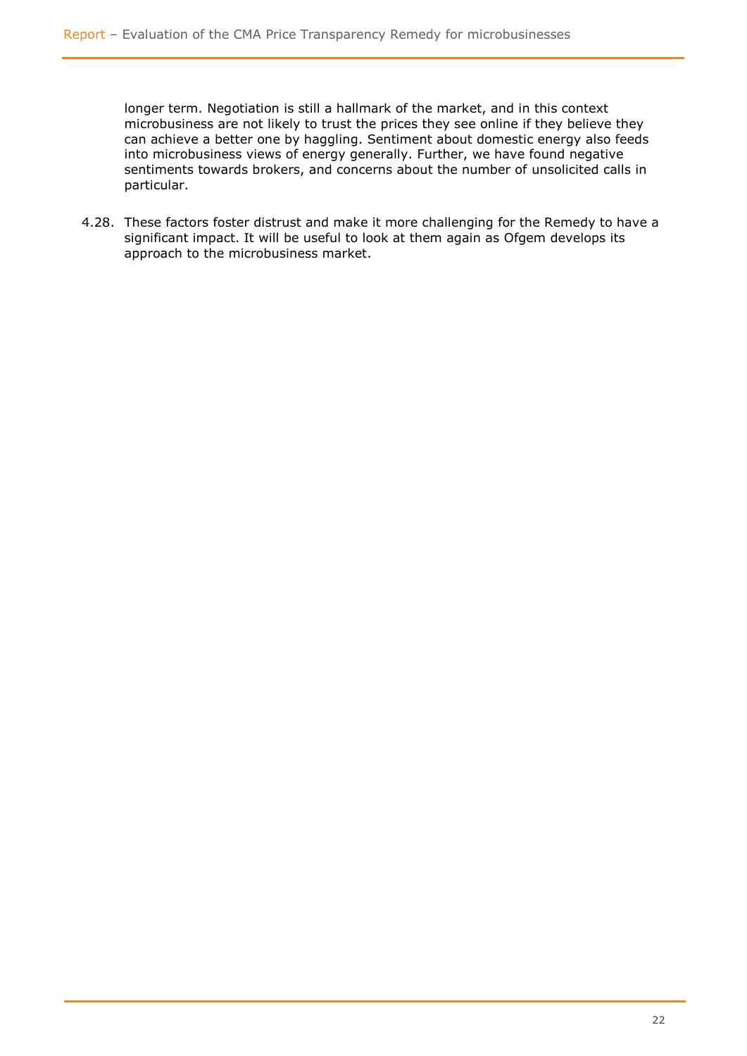longer term. Negotiation is still a hallmark of the market, and in this context microbusiness are not likely to trust the prices they see online if they believe they can achieve a better one by haggling. Sentiment about domestic energy also feeds into microbusiness views of energy generally. Further, we have found negative sentiments towards brokers, and concerns about the number of unsolicited calls in particular.

4.28. These factors foster distrust and make it more challenging for the Remedy to have a significant impact. It will be useful to look at them again as Ofgem develops its approach to the microbusiness market.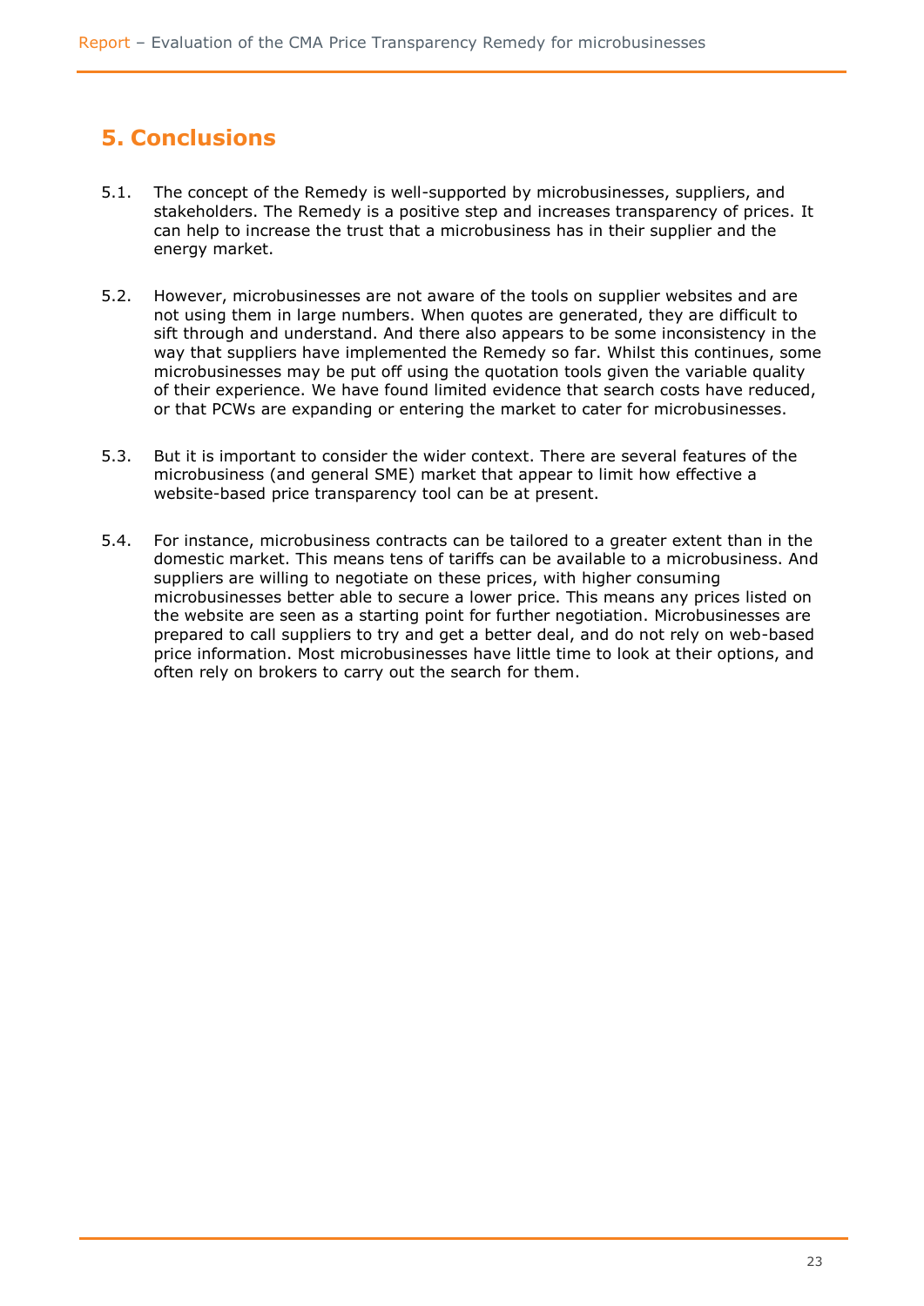# 5. Conclusions

5.1. The concept of the Remedy is well-supported by microbusinesses, suppliers, and stakeholders. The Remedy is a positive step and increases transparency of prices. It can help to increase the trust that a microbusiness has in their supplier and the energy market.

5.2. However, microbusinesses are not aware of the tools on supplier websites and are not using them in large numbers. When quotes are generated, they are difficult to sift through and understand. And there also appears to be some inconsistency in the way that suppliers have implemented the Remedy so far. Whilst this continues, some microbusinesses may be put off using the quotation tools given the variable quality of their experience. We have found limited evidence that search costs have reduced, or that PCWs are expanding or entering the market to cater for microbusinesses.

5.3. But it is important to consider the wider context. There are several features of the microbusiness (and general SME) market that appear to limit how effective a website-based price transparency tool can be at present.

5.4. For instance, microbusiness contracts can be tailored to a greater extent than in the domestic market. This means tens of tariffs can be available to a microbusiness. And suppliers are willing to negotiate on these prices, with higher consuming microbusinesses better able to secure a lower price. This means any prices listed on the website are seen as a starting point for further negotiation. Microbusinesses are prepared to call suppliers to try and get a better deal, and do not rely on web-based price information. Most microbusinesses have little time to look at their options, and often rely on brokers to carry out the search for them.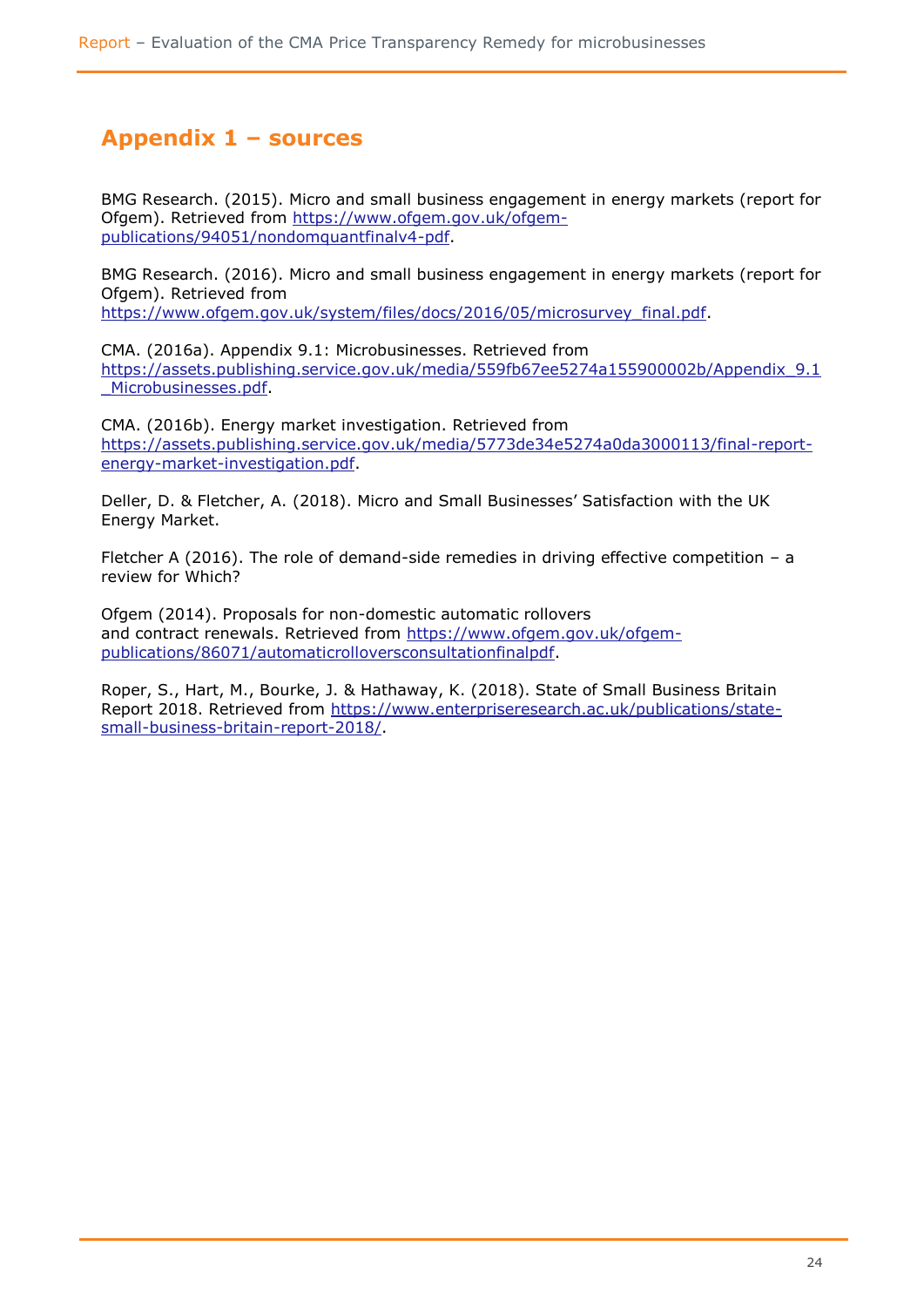## Appendix 1 – sources

BMG Research. (2015). Micro and small business engagement in energy markets (report for Ofgem). Retrieved from https://www.ofgem.gov.uk/ofgem-publications/94051/nondomquantfinalv4-pdf.

BMG Research. (2016). Micro and small business engagement in energy markets (report for Ofgem). Retrieved from https://www.ofgem.gov.uk/system/files/docs/2016/05/microsurvey_final.pdf.

CMA. (2016a). Appendix 9.1: Microbusinesses. Retrieved from https://assets.publishing.service.gov.uk/media/559fb67ee5274a155900002b/Appendix_9.1_Microbusinesses.pdf.

CMA. (2016b). Energy market investigation. Retrieved from https://assets.publishing.service.gov.uk/media/5773de34e5274a0da3000113/final-report-energy-market-investigation.pdf.

Deller, D. & Fletcher, A. (2018). Micro and Small Businesses' Satisfaction with the UK Energy Market.

Fletcher A (2016). The role of demand-side remedies in driving effective competition – a review for Which?

Ofgem (2014). Proposals for non-domestic automatic rollovers and contract renewals. Retrieved from https://www.ofgem.gov.uk/ofgem-publications/86071/automaticrolloversconsultationfinalpdf.

Roper, S., Hart, M., Bourke, J. & Hathaway, K. (2018). State of Small Business Britain Report 2018. Retrieved from https://www.enterpriseresearch.ac.uk/publications/state-small-business-britain-report-2018/.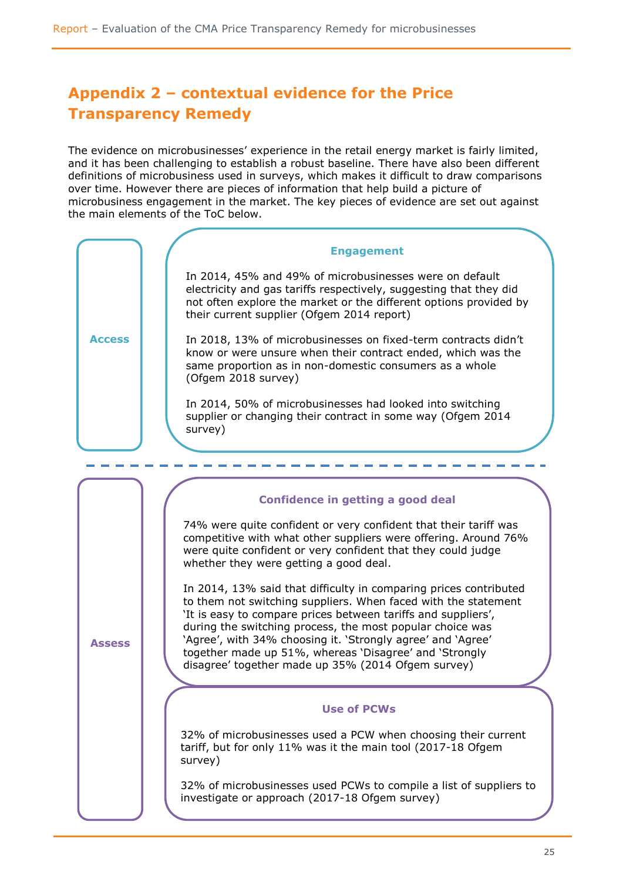# Appendix 2 – contextual evidence for the Price Transparency Remedy

The evidence on microbusinesses' experience in the retail energy market is fairly limited, and it has been challenging to establish a robust baseline. There have also been different definitions of microbusiness used in surveys, which makes it difficult to draw comparisons over time. However there are pieces of information that help build a picture of microbusiness engagement in the market. The key pieces of evidence are set out against the main elements of the ToC below.

## Access

### Engagement

In 2014, 45% and 49% of microbusinesses were on default electricity and gas tariffs respectively, suggesting that they did not often explore the market or the different options provided by their current supplier (Ofgem 2014 report)

In 2018, 13% of microbusinesses on fixed-term contracts didn't know or were unsure when their contract ended, which was the same proportion as in non-domestic consumers as a whole (Ofgem 2018 survey)

In 2014, 50% of microbusinesses had looked into switching supplier or changing their contract in some way (Ofgem 2014 survey)

## Assess

### Confidence in getting a good deal

74% were quite confident or very confident that their tariff was competitive with what other suppliers were offering. Around 76% were quite confident or very confident that they could judge whether they were getting a good deal.

In 2014, 13% said that difficulty in comparing prices contributed to them not switching suppliers. When faced with the statement 'It is easy to compare prices between tariffs and suppliers', during the switching process, the most popular choice was 'Agree', with 34% choosing it. 'Strongly agree' and 'Agree' together made up 51%, whereas 'Disagree' and 'Strongly disagree' together made up 35% (2014 Ofgem survey)

### Use of PCWs

32% of microbusinesses used a PCW when choosing their current tariff, but for only 11% was it the main tool (2017-18 Ofgem survey)

32% of microbusinesses used PCWs to compile a list of suppliers to investigate or approach (2017-18 Ofgem survey)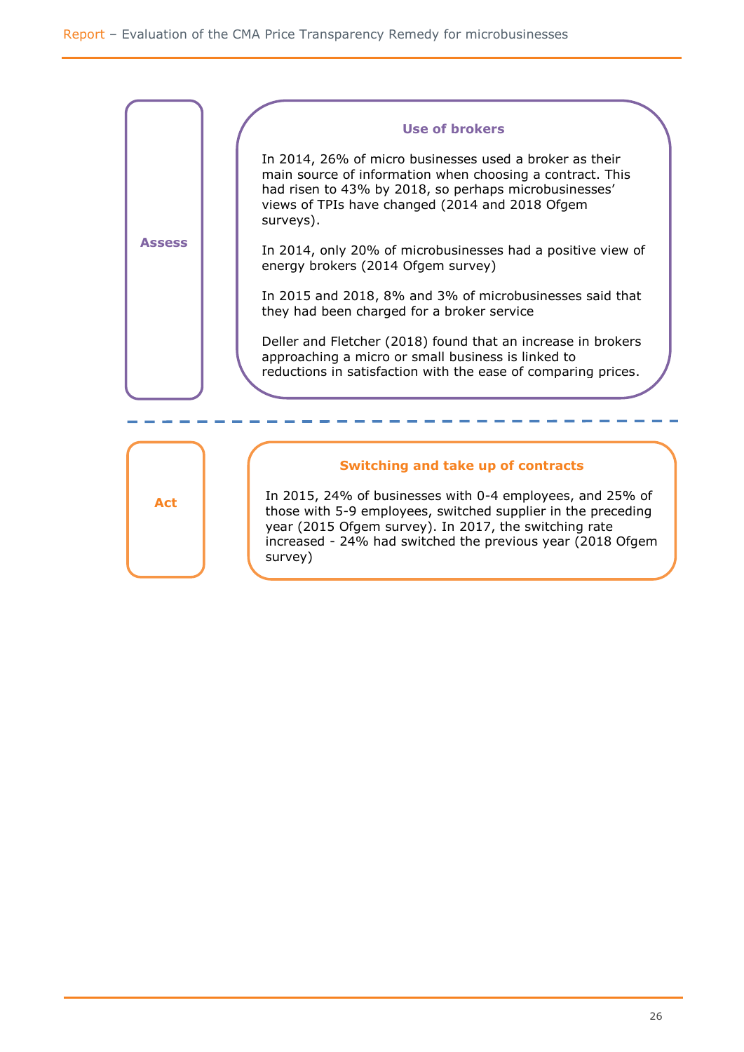**Assess**

### Use of brokers

In 2014, 26% of micro businesses used a broker as their main source of information when choosing a contract. This had risen to 43% by 2018, so perhaps microbusinesses' views of TPIs have changed (2014 and 2018 Ofgem surveys).

In 2014, only 20% of microbusinesses had a positive view of energy brokers (2014 Ofgem survey)

In 2015 and 2018, 8% and 3% of microbusinesses said that they had been charged for a broker service

Deller and Fletcher (2018) found that an increase in brokers approaching a micro or small business is linked to reductions in satisfaction with the ease of comparing prices.

---

**Act**

### Switching and take up of contracts

In 2015, 24% of businesses with 0-4 employees, and 25% of those with 5-9 employees, switched supplier in the preceding year (2015 Ofgem survey). In 2017, the switching rate increased - 24% had switched the previous year (2018 Ofgem survey)